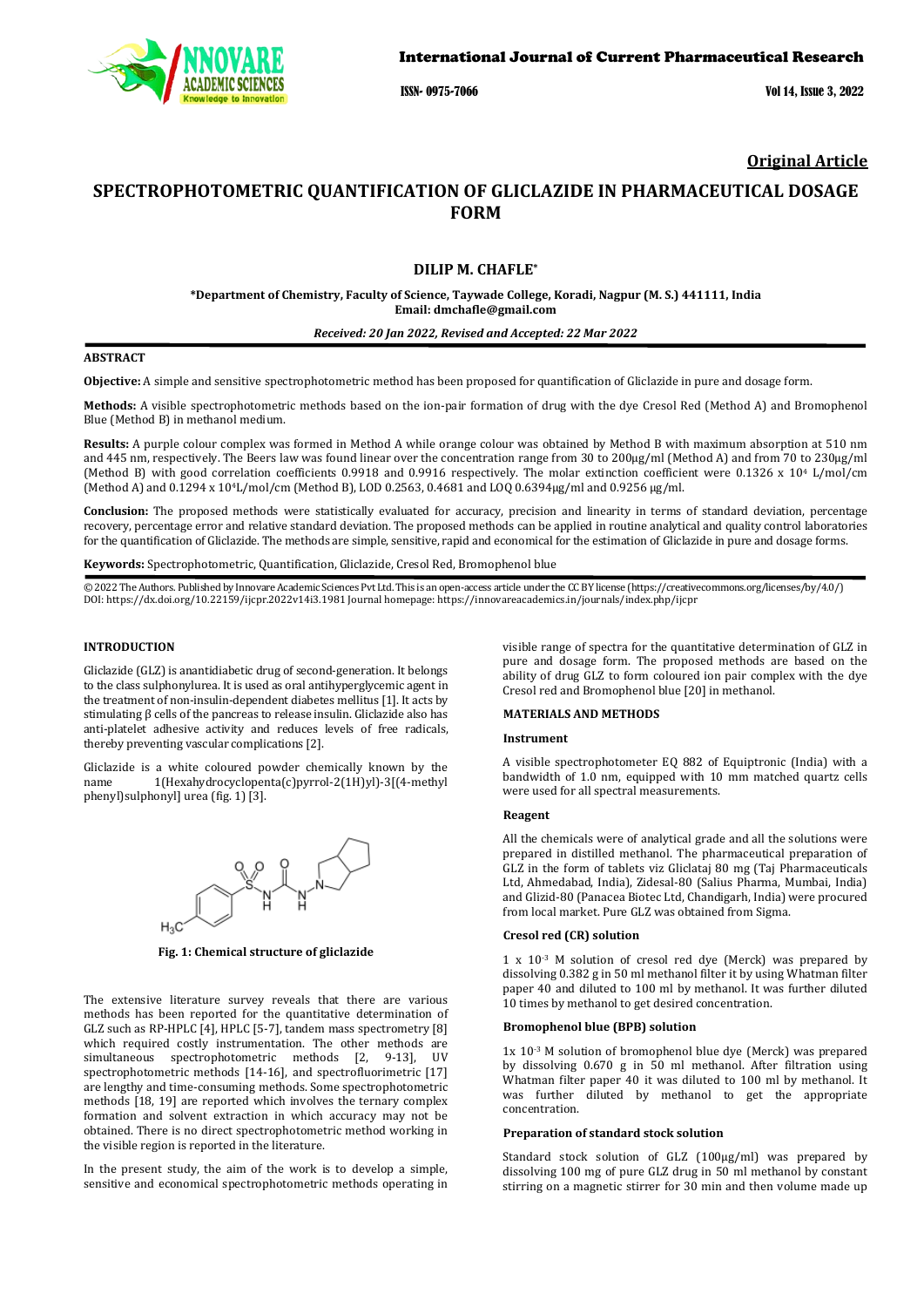Original Article

# SPECTROPHOTOMETRIC QUANTIFICATION OF GLICLAZIDE IN PHARMACEUTICAL DOSAGE FORM

**DILIP M. CHAFLE***

**\*Department of Chemistry, Faculty of Science, Taywade College, Koradi, Nagpur (M. S.) 441111, India**
**Email: dmchafle@gmail.com**

*Received: 20 Jan 2022, Revised and Accepted: 22 Mar 2022*

## ABSTRACT

**Objective:** A simple and sensitive spectrophotometric method has been proposed for quantification of Gliclazide in pure and dosage form.

**Methods:** A visible spectrophotometric methods based on the ion-pair formation of drug with the dye Cresol Red (Method A) and Bromophenol Blue (Method B) in methanol medium.

**Results:** A purple colour complex was formed in Method A while orange colour was obtained by Method B with maximum absorption at 510 nm and 445 nm, respectively. The Beers law was found linear over the concentration range from 30 to 200μg/ml (Method A) and from 70 to 230μg/ml (Method B) with good correlation coefficients 0.9918 and 0.9916 respectively. The molar extinction coefficient were 0.1326 x $10^4$ L/mol/cm (Method A) and 0.1294 x $10^4$L/mol/cm (Method B), LOD 0.2563, 0.4681 and LOQ 0.6394μg/ml and 0.9256 μg/ml.

**Conclusion:** The proposed methods were statistically evaluated for accuracy, precision and linearity in terms of standard deviation, percentage recovery, percentage error and relative standard deviation. The proposed methods can be applied in routine analytical and quality control laboratories for the quantification of Gliclazide. The methods are simple, sensitive, rapid and economical for the estimation of Gliclazide in pure and dosage forms.

**Keywords:** Spectrophotometric, Quantification, Gliclazide, Cresol Red, Bromophenol blue

© 2022 The Authors. Published by Innovare Academic Sciences Pvt Ltd. This is an open-access article under the CC BY license (https://creativecommons.org/licenses/by/4.0/)
DOI: https://dx.doi.org/10.22159/ijcpr.2022v14i3.1981 Journal homepage: https://innovareacademics.in/journals/index.php/ijcpr

## INTRODUCTION

Gliclazide (GLZ) is anantidiabetic drug of second-generation. It belongs to the class sulphonylurea. It is used as oral antihyperglycemic agent in the treatment of non-insulin-dependent diabetes mellitus [1]. It acts by stimulating β cells of the pancreas to release insulin. Gliclazide also has anti-platelet adhesive activity and reduces levels of free radicals, thereby preventing vascular complications [2].

Gliclazide is a white coloured powder chemically known by the name 1(Hexahydrocyclopenta(c)pyrrol-2(1H)yl)-3[(4-methyl phenyl)sulphonyl] urea (fig. 1) [3].

**Fig. 1: Chemical structure of gliclazide**

The extensive literature survey reveals that there are various methods has been reported for the quantitative determination of GLZ such as RP-HPLC [4], HPLC [5-7], tandem mass spectrometry [8] which required costly instrumentation. The other methods are simultaneous spectrophotometric methods [2, 9-13], UV spectrophotometric methods [14-16], and spectrofluorimetric [17] are lengthy and time-consuming methods. Some spectrophotometric methods [18, 19] are reported which involves the ternary complex formation and solvent extraction in which accuracy may not be obtained. There is no direct spectrophotometric method working in the visible region is reported in the literature.

In the present study, the aim of the work is to develop a simple, sensitive and economical spectrophotometric methods operating in visible range of spectra for the quantitative determination of GLZ in pure and dosage form. The proposed methods are based on the ability of drug GLZ to form coloured ion pair complex with the dye Cresol red and Bromophenol blue [20] in methanol.

## MATERIALS AND METHODS

### Instrument

A visible spectrophotometer EQ 882 of Equiptronic (India) with a bandwidth of 1.0 nm, equipped with 10 mm matched quartz cells were used for all spectral measurements.

### Reagent

All the chemicals were of analytical grade and all the solutions were prepared in distilled methanol. The pharmaceutical preparation of GLZ in the form of tablets viz Gliclataj 80 mg (Taj Pharmaceuticals Ltd, Ahmedabad, India), Zidesal-80 (Salius Pharma, Mumbai, India) and Glizid-80 (Panacea Biotec Ltd, Chandigarh, India) were procured from local market. Pure GLZ was obtained from Sigma.

### Cresol red (CR) solution

1 x $10^{-3}$ M solution of cresol red dye (Merck) was prepared by dissolving 0.382 g in 50 ml methanol filter it by using Whatman filter paper 40 and diluted to 100 ml by methanol. It was further diluted 10 times by methanol to get desired concentration.

### Bromophenol blue (BPB) solution

1x $10^{-3}$ M solution of bromophenol blue dye (Merck) was prepared by dissolving 0.670 g in 50 ml methanol. After filtration using Whatman filter paper 40 it was diluted to 100 ml by methanol. It was further diluted by methanol to get the appropriate concentration.

### Preparation of standard stock solution

Standard stock solution of GLZ (100μg/ml) was prepared by dissolving 100 mg of pure GLZ drug in 50 ml methanol by constant stirring on a magnetic stirrer for 30 min and then volume made up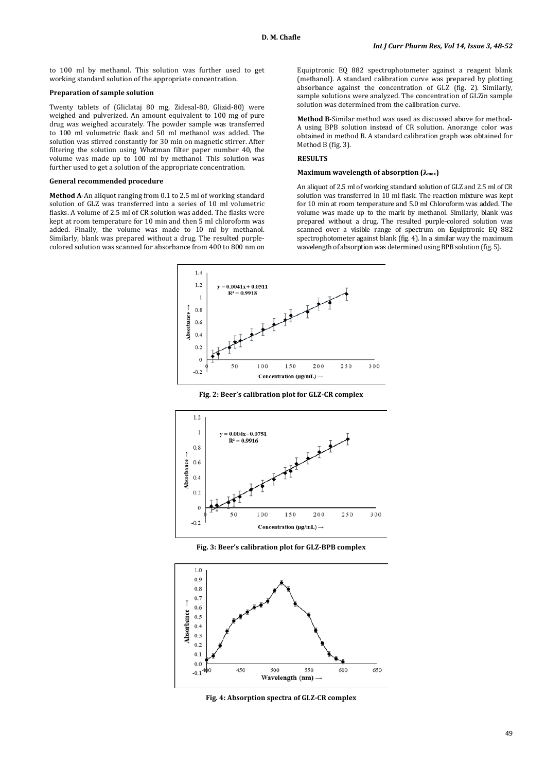to 100 ml by methanol. This solution was further used to get working standard solution of the appropriate concentration.

#### Preparation of sample solution

Twenty tablets of (Gliclataj 80 mg, Zidesal-80, Glizid-80) were weighed and pulverized. An amount equivalent to 100 mg of pure drug was weighed accurately. The powder sample was transferred to 100 ml volumetric flask and 50 ml methanol was added. The solution was stirred constantly for 30 min on magnetic stirrer. After filtering the solution using Whatman filter paper number 40, the volume was made up to 100 ml by methanol. This solution was further used to get a solution of the appropriate concentration.

#### General recommended procedure

**Method A**-An aliquot ranging from 0.1 to 2.5 ml of working standard solution of GLZ was transferred into a series of 10 ml volumetric flasks. A volume of 2.5 ml of CR solution was added. The flasks were kept at room temperature for 10 min and then 5 ml chloroform was added. Finally, the volume was made to 10 ml by methanol. Similarly, blank was prepared without a drug. The resulted purple-colored solution was scanned for absorbance from 400 to 800 nm on Equiptronic EQ 882 spectrophotometer against a reagent blank (methanol). A standard calibration curve was prepared by plotting absorbance against the concentration of GLZ (fig. 2). Similarly, sample solutions were analyzed. The concentration of GLZin sample solution was determined from the calibration curve.

**Method B**-Similar method was used as discussed above for method-A using BPB solution instead of CR solution. Anorange color was obtained in method B. A standard calibration graph was obtained for Method B (fig. 3).

### RESULTS

#### Maximum wavelength of absorption ($\lambda_{max}$)

An aliquot of 2.5 ml of working standard solution of GLZ and 2.5 ml of CR solution was transferred in 10 ml flask. The reaction mixture was kept for 10 min at room temperature and 5.0 ml Chloroform was added. The volume was made up to the mark by methanol. Similarly, blank was prepared without a drug. The resulted purple-colored solution was scanned over a visible range of spectrum on Equiptronic EQ 882 spectrophotometer against blank (fig. 4). In a similar way the maximum wavelength of absorption was determined using BPB solution (fig. 5).

**Fig. 2: Beer's calibration plot for GLZ-CR complex**

**Fig. 3: Beer's calibration plot for GLZ-BPB complex**

**Fig. 4: Absorption spectra of GLZ-CR complex**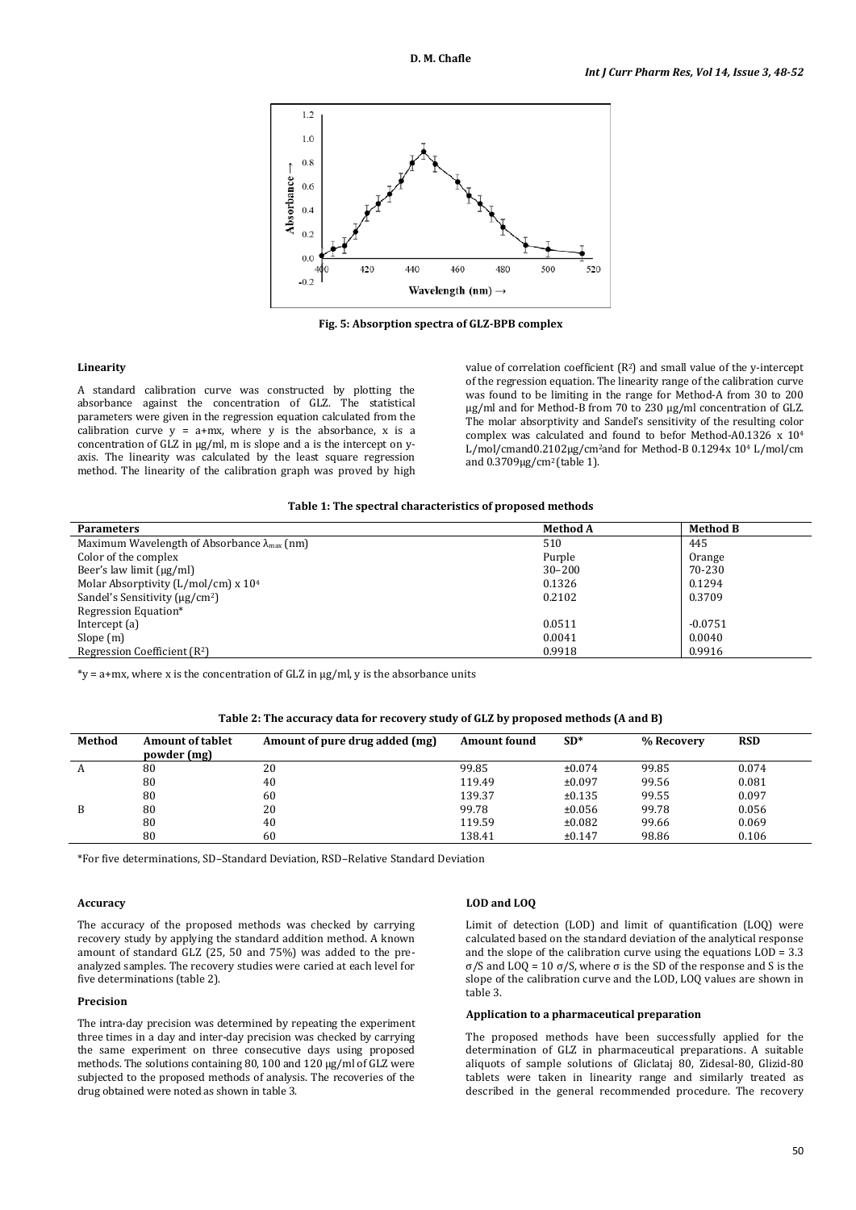Fig. 5: Absorption spectra of GLZ-BPB complex

#### Linearity

A standard calibration curve was constructed by plotting the absorbance against the concentration of GLZ. The statistical parameters were given in the regression equation calculated from the calibration curve $y = a+mx$, where y is the absorbance, x is a concentration of GLZ in μg/ml, m is slope and a is the intercept on y-axis. The linearity was calculated by the least square regression method. The linearity of the calibration graph was proved by high value of correlation coefficient ($R^2$) and small value of the y-intercept of the regression equation. The linearity range of the calibration curve was found to be limiting in the range for Method-A from 30 to 200 μg/ml and for Method-B from 70 to 230 μg/ml concentration of GLZ. The molar absorptivity and Sandel's sensitivity of the resulting color complex was calculated and found to befor Method-A0.1326 x $10^4$ L/mol/cmand0.2102μg/cm$^2$and for Method-B 0.1294x $10^4$ L/mol/cm and 0.3709μg/cm$^2$ (table 1).

**Table 1: The spectral characteristics of proposed methods**

| Parameters | Method A | Method B |
|---|---|---|
| Maximum Wavelength of Absorbance $\lambda_{max}$ (nm) | 510 | 445 |
| Color of the complex | Purple | Orange |
| Beer's law limit (μg/ml) | 30–200 | 70-230 |
| Molar Absorptivity (L/mol/cm) x $10^4$ | 0.1326 | 0.1294 |
| Sandel's Sensitivity (μg/cm$^2$) | 0.2102 | 0.3709 |
| Regression Equation* | | |
| Intercept (a) | 0.0511 | -0.0751 |
| Slope (m) | 0.0041 | 0.0040 |
| Regression Coefficient ($R^2$) | 0.9918 | 0.9916 |

*y = a+mx, where x is the concentration of GLZ in μg/ml, y is the absorbance units

**Table 2: The accuracy data for recovery study of GLZ by proposed methods (A and B)**

| Method | Amount of tablet powder (mg) | Amount of pure drug added (mg) | Amount found | SD* | % Recovery | RSD |
|---|---|---|---|---|---|---|
| A | 80 | 20 | 99.85 | ±0.074 | 99.85 | 0.074 |
| | 80 | 40 | 119.49 | ±0.097 | 99.56 | 0.081 |
| | 80 | 60 | 139.37 | ±0.135 | 99.55 | 0.097 |
| B | 80 | 20 | 99.78 | ±0.056 | 99.78 | 0.056 |
| | 80 | 40 | 119.59 | ±0.082 | 99.66 | 0.069 |
| | 80 | 60 | 138.41 | ±0.147 | 98.86 | 0.106 |

*For five determinations, SD–Standard Deviation, RSD–Relative Standard Deviation

#### Accuracy

The accuracy of the proposed methods was checked by carrying recovery study by applying the standard addition method. A known amount of standard GLZ (25, 50 and 75%) was added to the pre-analyzed samples. The recovery studies were caried at each level for five determinations (table 2).

#### Precision

The intra-day precision was determined by repeating the experiment three times in a day and inter-day precision was checked by carrying the same experiment on three consecutive days using proposed methods. The solutions containing 80, 100 and 120 μg/ml of GLZ were subjected to the proposed methods of analysis. The recoveries of the drug obtained were noted as shown in table 3.

#### LOD and LOQ

Limit of detection (LOD) and limit of quantification (LOQ) were calculated based on the standard deviation of the analytical response and the slope of the calibration curve using the equations $LOD = 3.3\ \sigma/S$ and $LOQ = 10\ \sigma/S$, where σ is the SD of the response and S is the slope of the calibration curve and the LOD, LOQ values are shown in table 3.

#### Application to a pharmaceutical preparation

The proposed methods have been successfully applied for the determination of GLZ in pharmaceutical preparations. A suitable aliquots of sample solutions of Gliclataj 80, Zidesal-80, Glizid-80 tablets were taken in linearity range and similarly treated as described in the general recommended procedure. The recovery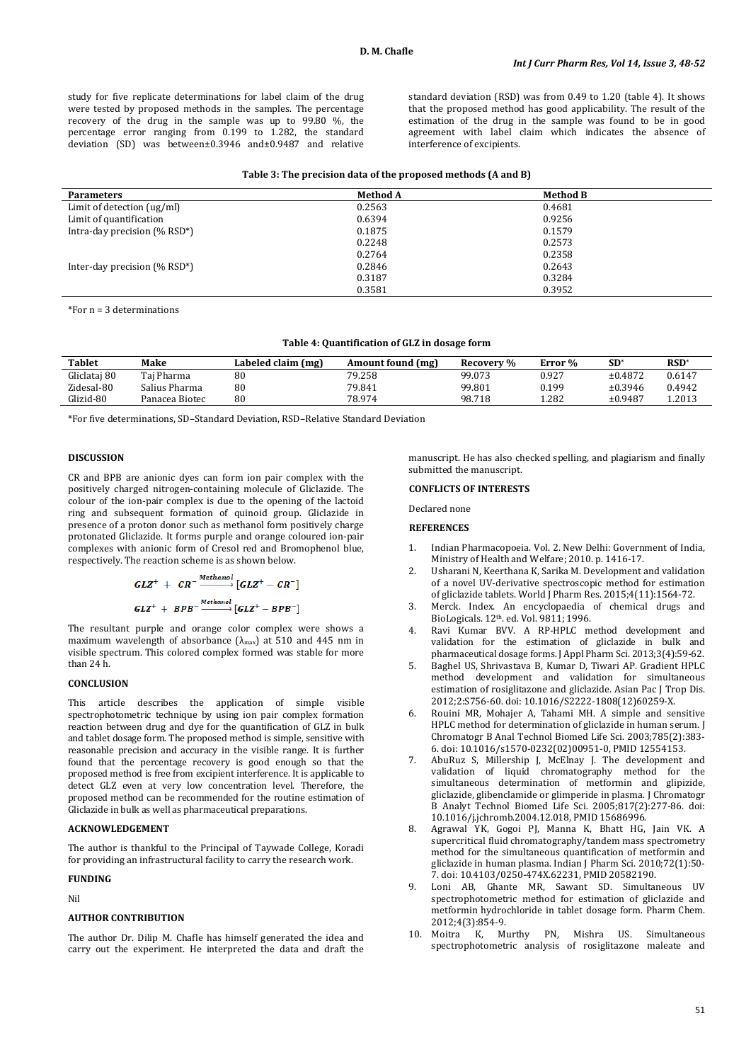study for five replicate determinations for label claim of the drug were tested by proposed methods in the samples. The percentage recovery of the drug in the sample was up to 99.80 %, the percentage error ranging from 0.199 to 1.282, the standard deviation (SD) was between±0.3946 and±0.9487 and relative standard deviation (RSD) was from 0.49 to 1.20 (table 4). It shows that the proposed method has good applicability. The result of the estimation of the drug in the sample was found to be in good agreement with label claim which indicates the absence of interference of excipients.

**Table 3: The precision data of the proposed methods (A and B)**

| Parameters | Method A | Method B |
|---|---|---|
| Limit of detection (ug/ml) | 0.2563 | 0.4681 |
| Limit of quantification | 0.6394 | 0.9256 |
| Intra-day precision (% RSD*) | 0.1875 | 0.1579 |
| | 0.2248 | 0.2573 |
| | 0.2764 | 0.2358 |
| Inter-day precision (% RSD*) | 0.2846 | 0.2643 |
| | 0.3187 | 0.3284 |
| | 0.3581 | 0.3952 |

*For n = 3 determinations

**Table 4: Quantification of GLZ in dosage form**

| Tablet | Make | Labeled claim (mg) | Amount found (mg) | Recovery % | Error % | SD* | RSD* |
|---|---|---|---|---|---|---|---|
| Gliclataj 80 | Taj Pharma | 80 | 79.258 | 99.073 | 0.927 | ±0.4872 | 0.6147 |
| Zidesal-80 | Salius Pharma | 80 | 79.841 | 99.801 | 0.199 | ±0.3946 | 0.4942 |
| Glizid-80 | Panacea Biotec | 80 | 78.974 | 98.718 | 1.282 | ±0.9487 | 1.2013 |

*For five determinations, SD–Standard Deviation, RSD–Relative Standard Deviation

## DISCUSSION

CR and BPB are anionic dyes can form ion pair complex with the positively charged nitrogen-containing molecule of Gliclazide. The colour of the ion-pair complex is due to the opening of the lactoid ring and subsequent formation of quinoid group. Gliclazide in presence of a proton donor such as methanol form positively charge protonated Gliclazide. It forms purple and orange coloured ion-pair complexes with anionic form of Cresol red and Bromophenol blue, respectively. The reaction scheme is as shown below.

$$GLZ^{+} + CR^{-} \xrightarrow{Methanol} [GLZ^{+} - CR^{-}]$$

$$GLZ^{+} + BPB^{-} \xrightarrow{Methanol} [GLZ^{+} - BPB^{-}]$$

The resultant purple and orange color complex were shows a maximum wavelength of absorbance ($\lambda_{max}$) at 510 and 445 nm in visible spectrum. This colored complex formed was stable for more than 24 h.

## CONCLUSION

This article describes the application of simple visible spectrophotometric technique by using ion pair complex formation reaction between drug and dye for the quantification of GLZ in bulk and tablet dosage form. The proposed method is simple, sensitive with reasonable precision and accuracy in the visible range. It is further found that the percentage recovery is good enough so that the proposed method is free from excipient interference. It is applicable to detect GLZ even at very low concentration level. Therefore, the proposed method can be recommended for the routine estimation of Gliclazide in bulk as well as pharmaceutical preparations.

## ACKNOWLEDGEMENT

The author is thankful to the Principal of Taywade College, Koradi for providing an infrastructural facility to carry the research work.

## FUNDING

Nil

## AUTHOR CONTRIBUTION

The author Dr. Dilip M. Chafle has himself generated the idea and carry out the experiment. He interpreted the data and draft the manuscript. He has also checked spelling, and plagiarism and finally submitted the manuscript.

## CONFLICTS OF INTERESTS

Declared none

## REFERENCES

1. Indian Pharmacopoeia. Vol. 2. New Delhi: Government of India, Ministry of Health and Welfare; 2010. p. 1416-17.
2. Usharani N, Keerthana K, Sarika M. Development and validation of a novel UV-derivative spectroscopic method for estimation of gliclazide tablets. World J Pharm Res. 2015;4(11):1564-72.
3. Merck. Index. An encyclopaedia of chemical drugs and BioLogicals. 12th. ed. Vol. 9811; 1996.
4. Ravi Kumar BVV. A RP-HPLC method development and validation for the estimation of gliclazide in bulk and pharmaceutical dosage forms. J Appl Pharm Sci. 2013;3(4):59-62.
5. Baghel US, Shrivastava B, Kumar D, Tiwari AP. Gradient HPLC method development and validation for simultaneous estimation of rosiglitazone and gliclazide. Asian Pac J Trop Dis. 2012;2:S756-60. doi: 10.1016/S2222-1808(12)60259-X.
6. Rouini MR, Mohajer A, Tahami MH. A simple and sensitive HPLC method for determination of gliclazide in human serum. J Chromatogr B Anal Technol Biomed Life Sci. 2003;785(2):383-6. doi: 10.1016/s1570-0232(02)00951-0, PMID 12554153.
7. AbuRuz S, Millership J, McElnay J. The development and validation of liquid chromatography method for the simultaneous determination of metformin and glipizide, gliclazide, glibenclamide or glimperide in plasma. J Chromatogr B Analyt Technol Biomed Life Sci. 2005;817(2):277-86. doi: 10.1016/j.jchromb.2004.12.018, PMID 15686996.
8. Agrawal YK, Gogoi PJ, Manna K, Bhatt HG, Jain VK. A supercritical fluid chromatography/tandem mass spectrometry method for the simultaneous quantification of metformin and gliclazide in human plasma. Indian J Pharm Sci. 2010;72(1):50-7. doi: 10.4103/0250-474X.62231, PMID 20582190.
9. Loni AB, Ghante MR, Sawant SD. Simultaneous UV spectrophotometric method for estimation of gliclazide and metformin hydrochloride in tablet dosage form. Pharm Chem. 2012;4(3):854-9.
10. Moitra K, Murthy PN, Mishra US. Simultaneous spectrophotometric analysis of rosiglitazone maleate and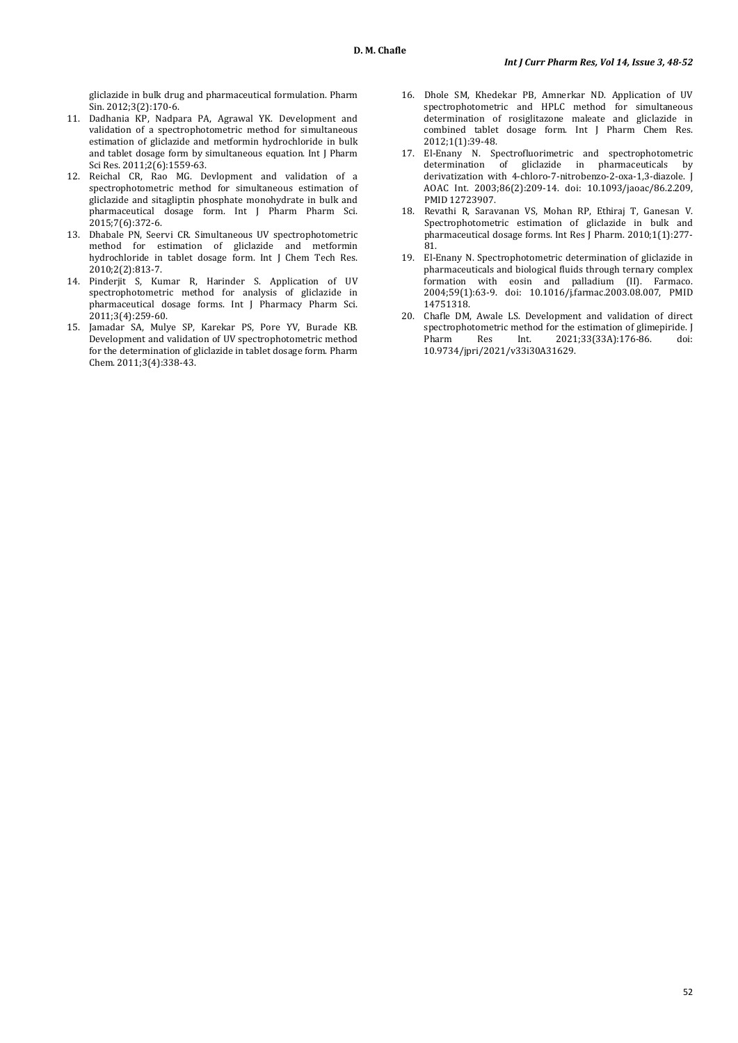gliclazide in bulk drug and pharmaceutical formulation. Pharm Sin. 2012;3(2):170-6.

11. Dadhania KP, Nadpara PA, Agrawal YK. Development and validation of a spectrophotometric method for simultaneous estimation of gliclazide and metformin hydrochloride in bulk and tablet dosage form by simultaneous equation. Int J Pharm Sci Res. 2011;2(6):1559-63.
12. Reichal CR, Rao MG. Devlopment and validation of a spectrophotometric method for simultaneous estimation of gliclazide and sitagliptin phosphate monohydrate in bulk and pharmaceutical dosage form. Int J Pharm Pharm Sci. 2015;7(6):372-6.
13. Dhabale PN, Seervi CR. Simultaneous UV spectrophotometric method for estimation of gliclazide and metformin hydrochloride in tablet dosage form. Int J Chem Tech Res. 2010;2(2):813-7.
14. Pinderjit S, Kumar R, Harinder S. Application of UV spectrophotometric method for analysis of gliclazide in pharmaceutical dosage forms. Int J Pharmacy Pharm Sci. 2011;3(4):259-60.
15. Jamadar SA, Mulye SP, Karekar PS, Pore YV, Burade KB. Development and validation of UV spectrophotometric method for the determination of gliclazide in tablet dosage form. Pharm Chem. 2011;3(4):338-43.
16. Dhole SM, Khedekar PB, Amnerkar ND. Application of UV spectrophotometric and HPLC method for simultaneous determination of rosiglitazone maleate and gliclazide in combined tablet dosage form. Int J Pharm Chem Res. 2012;1(1):39-48.
17. El-Enany N. Spectrofluorimetric and spectrophotometric determination of gliclazide in pharmaceuticals by derivatization with 4-chloro-7-nitrobenzo-2-oxa-1,3-diazole. J AOAC Int. 2003;86(2):209-14. doi: 10.1093/jaoac/86.2.209, PMID 12723907.
18. Revathi R, Saravanan VS, Mohan RP, Ethiraj T, Ganesan V. Spectrophotometric estimation of gliclazide in bulk and pharmaceutical dosage forms. Int Res J Pharm. 2010;1(1):277-81.
19. El-Enany N. Spectrophotometric determination of gliclazide in pharmaceuticals and biological fluids through ternary complex formation with eosin and palladium (II). Farmaco. 2004;59(1):63-9. doi: 10.1016/j.farmac.2003.08.007, PMID 14751318.
20. Chafle DM, Awale LS. Development and validation of direct spectrophotometric method for the estimation of glimepiride. J Pharm Res Int. 2021;33(33A):176-86. doi: 10.9734/jpri/2021/v33i30A31629.